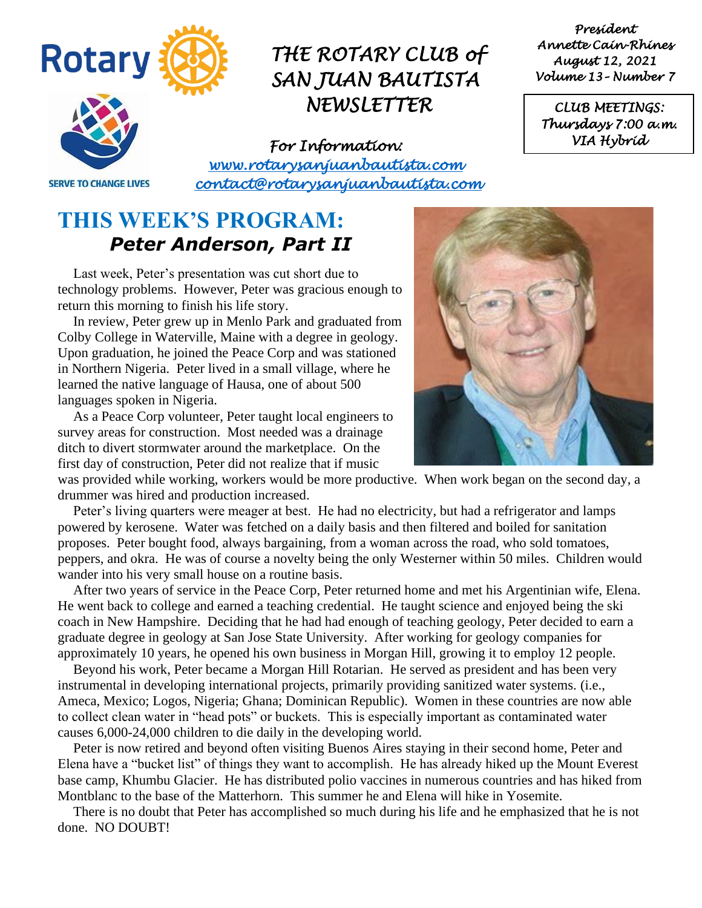# THE ROTARY CLUB of SAN JUAN BAUTISTA NEWSLETTER

*President*
*Annette Cain-Rhines*
*August 12, 2021*
*Volume 13 - Number 7*

*CLUB MEETINGS:*
*Thursdays 7:00 a.m.*
*VIA Hybrid*

*For Information:*
*www.rotarysanjuanbautista.com*
*contact@rotarysanjuanbautista.com*

SERVE TO CHANGE LIVES

## THIS WEEK'S PROGRAM:

### *Peter Anderson, Part II*

Last week, Peter's presentation was cut short due to technology problems. However, Peter was gracious enough to return this morning to finish his life story.

In review, Peter grew up in Menlo Park and graduated from Colby College in Waterville, Maine with a degree in geology. Upon graduation, he joined the Peace Corp and was stationed in Northern Nigeria. Peter lived in a small village, where he learned the native language of Hausa, one of about 500 languages spoken in Nigeria.

As a Peace Corp volunteer, Peter taught local engineers to survey areas for construction. Most needed was a drainage ditch to divert stormwater around the marketplace. On the first day of construction, Peter did not realize that if music was provided while working, workers would be more productive. When work began on the second day, a drummer was hired and production increased.

Peter's living quarters were meager at best. He had no electricity, but had a refrigerator and lamps powered by kerosene. Water was fetched on a daily basis and then filtered and boiled for sanitation proposes. Peter bought food, always bargaining, from a woman across the road, who sold tomatoes, peppers, and okra. He was of course a novelty being the only Westerner within 50 miles. Children would wander into his very small house on a routine basis.

After two years of service in the Peace Corp, Peter returned home and met his Argentinian wife, Elena. He went back to college and earned a teaching credential. He taught science and enjoyed being the ski coach in New Hampshire. Deciding that he had had enough of teaching geology, Peter decided to earn a graduate degree in geology at San Jose State University. After working for geology companies for approximately 10 years, he opened his own business in Morgan Hill, growing it to employ 12 people.

Beyond his work, Peter became a Morgan Hill Rotarian. He served as president and has been very instrumental in developing international projects, primarily providing sanitized water systems. (i.e., Ameca, Mexico; Logos, Nigeria; Ghana; Dominican Republic). Women in these countries are now able to collect clean water in "head pots" or buckets. This is especially important as contaminated water causes 6,000-24,000 children to die daily in the developing world.

Peter is now retired and beyond often visiting Buenos Aires staying in their second home, Peter and Elena have a "bucket list" of things they want to accomplish. He has already hiked up the Mount Everest base camp, Khumbu Glacier. He has distributed polio vaccines in numerous countries and has hiked from Montblanc to the base of the Matterhorn. This summer he and Elena will hike in Yosemite.

There is no doubt that Peter has accomplished so much during his life and he emphasized that he is not done. NO DOUBT!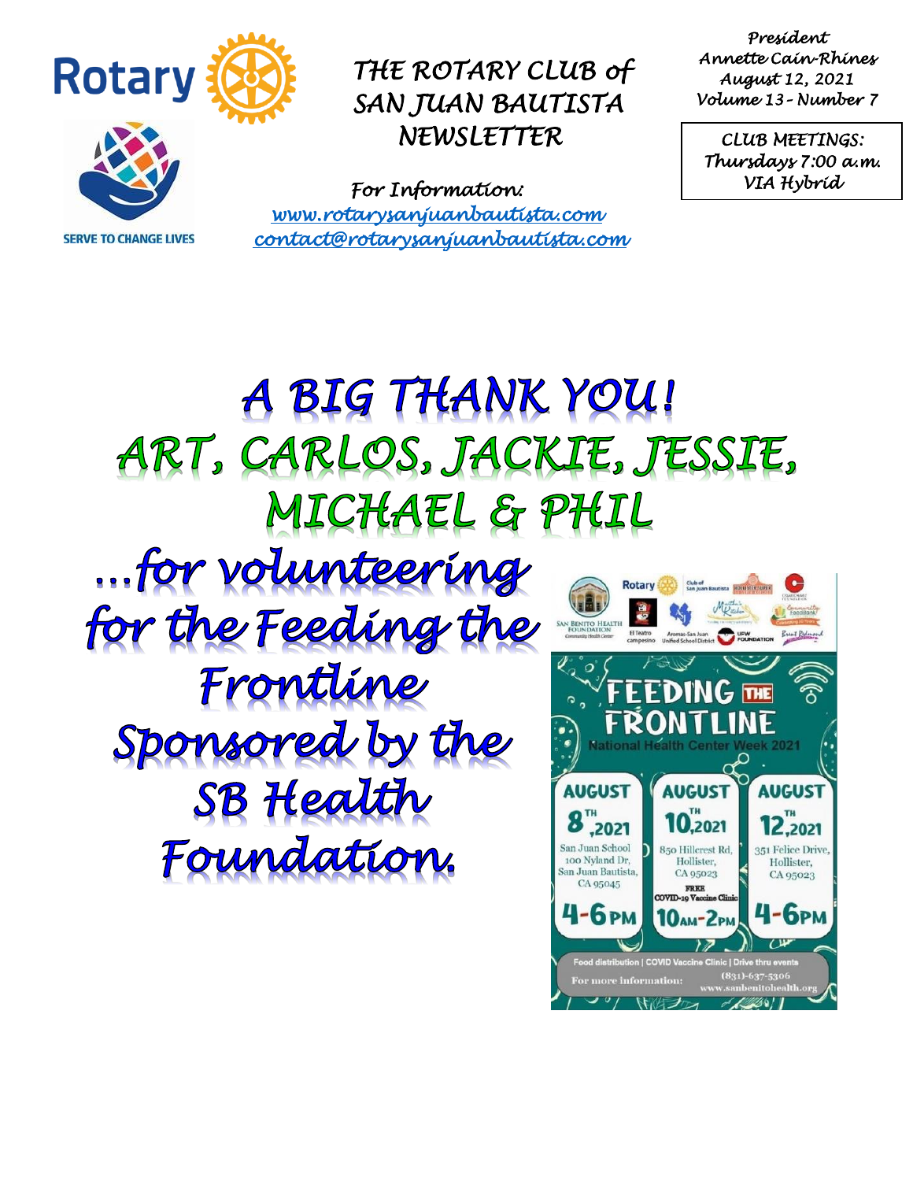Rotary

SERVE TO CHANGE LIVES

# THE ROTARY CLUB of SAN JUAN BAUTISTA NEWSLETTER

For Information:
[www.rotarysanjuanbautista.com](http://www.rotarysanjuanbautista.com)
[contact@rotarysanjuanbautista.com](mailto:contact@rotarysanjuanbautista.com)

President
Annette Cain-Rhines
August 12, 2021
Volume 13 - Number 7

CLUB MEETINGS:
Thursdays 7:00 a.m.
VIA Hybrid

# A BIG THANK YOU!

## ART, CARLOS, JACKIE, JESSIE, MICHAEL & PHIL

...for volunteering for the Feeding the Frontline Sponsored by the SB Health Foundation.

FEEDING THE FRONTLINE
National Health Center Week 2021

AUGUST 8TH, 2021
San Juan School
100 Nyland Dr,
San Juan Bautista,
CA 95045
4-6PM

AUGUST 10TH, 2021
850 Hillcrest Rd,
Hollister,
CA 95023
FREE
COVID-19 Vaccine Clinic
10AM-2PM

AUGUST 12TH, 2021
351 Felice Drive,
Hollister,
CA 95023
4-6PM

Food distribution | COVID Vaccine Clinic | Drive thru events

For more information: (831)-637-5306
www.sanbenitohealth.org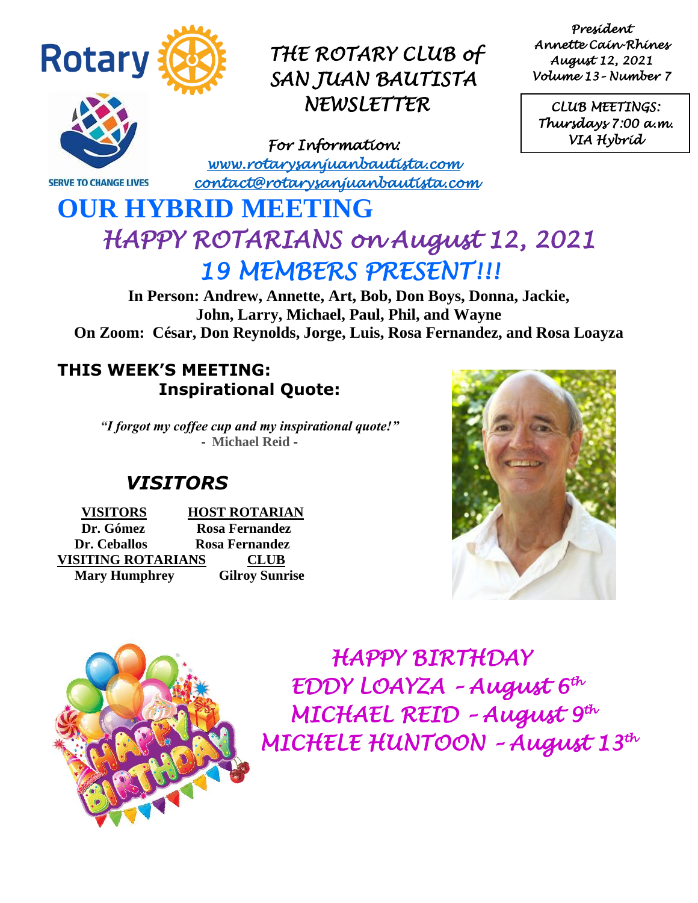# THE ROTARY CLUB of SAN JUAN BAUTISTA NEWSLETTER

*President*
*Annette Cain-Rhines*
*August 12, 2021*
*Volume 13 - Number 7*

*CLUB MEETINGS:*
*Thursdays 7:00 a.m.*
*VIA Hybrid*

SERVE TO CHANGE LIVES

*For Information:*
*www.rotarysanjuanbautista.com*
*contact@rotarysanjuanbautista.com*

# OUR HYBRID MEETING

## *HAPPY ROTARIANS on August 12, 2021*

## *19 MEMBERS PRESENT!!!*

**In Person: Andrew, Annette, Art, Bob, Don Boys, Donna, Jackie, John, Larry, Michael, Paul, Phil, and Wayne**
**On Zoom: César, Don Reynolds, Jorge, Luis, Rosa Fernandez, and Rosa Loayza**

### THIS WEEK'S MEETING:
### Inspirational Quote:

*"I forgot my coffee cup and my inspirational quote!"*
**- Michael Reid -**

## *VISITORS*

| VISITORS | HOST ROTARIAN |
|---|---|
| Dr. Gómez | Rosa Fernandez |
| Dr. Ceballos | Rosa Fernandez |
| **VISITING ROTARIANS** | **CLUB** |
| Mary Humphrey | Gilroy Sunrise |

## *HAPPY BIRTHDAY*
*EDDY LOAYZA – August 6th*
*MICHAEL REID – August 9th*
*MICHELE HUNTOON – August 13th*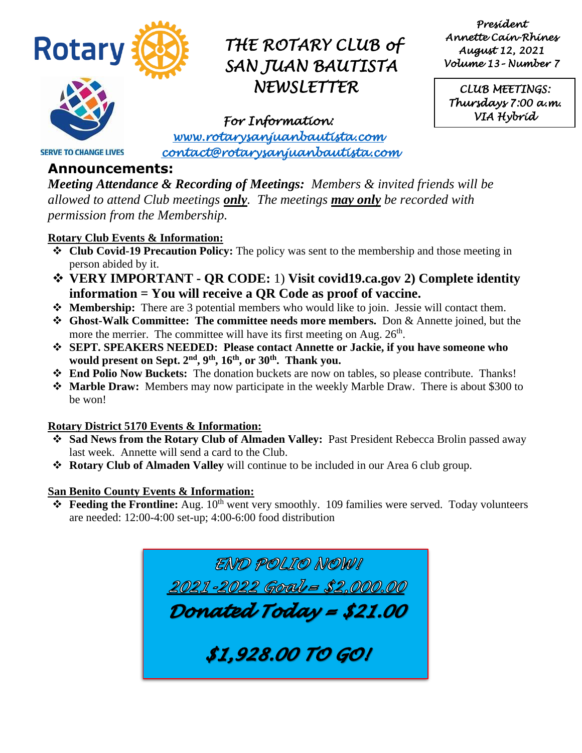# THE ROTARY CLUB of SAN JUAN BAUTISTA NEWSLETTER

*President*
*Annette Cain-Rhines*
*August 12, 2021*
*Volume 13 - Number 7*

*CLUB MEETINGS:*
*Thursdays 7:00 a.m.*
*VIA Hybrid*

SERVE TO CHANGE LIVES

*For Information:*
*www.rotarysanjuanbautista.com*
*contact@rotarysanjuanbautista.com*

## Announcements:

***Meeting Attendance & Recording of Meetings:*** *Members & invited friends will be allowed to attend Club meetings **only**. The meetings **may only** be recorded with permission from the Membership.*

### Rotary Club Events & Information:

- **Club Covid-19 Precaution Policy:** The policy was sent to the membership and those meeting in person abided by it.
- **VERY IMPORTANT - QR CODE:** 1) **Visit covid19.ca.gov 2) Complete identity information = You will receive a QR Code as proof of vaccine.**
- **Membership:** There are 3 potential members who would like to join. Jessie will contact them.
- **Ghost-Walk Committee: The committee needs more members.** Don & Annette joined, but the more the merrier. The committee will have its first meeting on Aug. 26th.
- **SEPT. SPEAKERS NEEDED: Please contact Annette or Jackie, if you have someone who would present on Sept. 2nd, 9th, 16th, or 30th. Thank you.**
- **End Polio Now Buckets:** The donation buckets are now on tables, so please contribute. Thanks!
- **Marble Draw:** Members may now participate in the weekly Marble Draw. There is about $300 to be won!

### Rotary District 5170 Events & Information:

- **Sad News from the Rotary Club of Almaden Valley:** Past President Rebecca Brolin passed away last week. Annette will send a card to the Club.
- **Rotary Club of Almaden Valley** will continue to be included in our Area 6 club group.

### San Benito County Events & Information:

- **Feeding the Frontline:** Aug. 10th went very smoothly. 109 families were served. Today volunteers are needed: 12:00-4:00 set-up; 4:00-6:00 food distribution

*END POLIO NOW!*

*2021-2022 Goal = $2,000.00*

***Donated Today = $21.00***

***$1,928.00 TO GO!***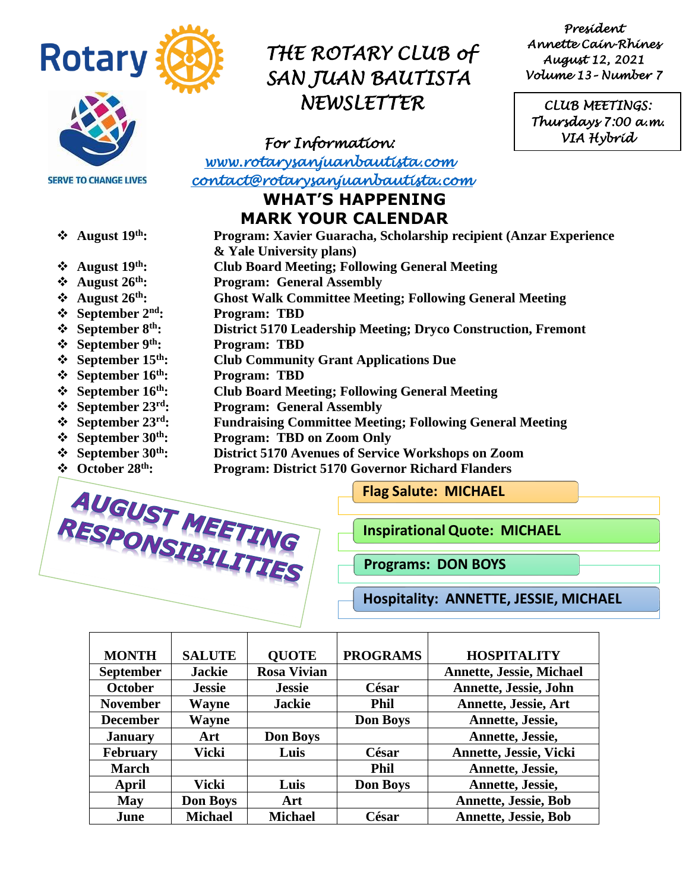# THE ROTARY CLUB of SAN JUAN BAUTISTA NEWSLETTER

SERVE TO CHANGE LIVES

*President*
*Annette Cain-Rhines*
*August 12, 2021*
*Volume 13 - Number 7*

*CLUB MEETINGS:*
*Thursdays 7:00 a.m.*
*VIA Hybrid*

*For Information:*
[www.rotarysanjuanbautista.com](http://www.rotarysanjuanbautista.com)
[contact@rotarysanjuanbautista.com](mailto:contact@rotarysanjuanbautista.com)

## WHAT'S HAPPENING
## MARK YOUR CALENDAR

- **August 19th:** **Program: Xavier Guaracha, Scholarship recipient (Anzar Experience & Yale University plans)**
- **August 19th:** **Club Board Meeting; Following General Meeting**
- **August 26th:** **Program: General Assembly**
- **August 26th:** **Ghost Walk Committee Meeting; Following General Meeting**
- **September 2nd:** **Program: TBD**
- **September 8th:** **District 5170 Leadership Meeting; Dryco Construction, Fremont**
- **September 9th:** **Program: TBD**
- **September 15th:** **Club Community Grant Applications Due**
- **September 16th:** **Program: TBD**
- **September 16th:** **Club Board Meeting; Following General Meeting**
- **September 23rd:** **Program: General Assembly**
- **September 23rd:** **Fundraising Committee Meeting; Following General Meeting**
- **September 30th:** **Program: TBD on Zoom Only**
- **September 30th:** **District 5170 Avenues of Service Workshops on Zoom**
- **October 28th:** **Program: District 5170 Governor Richard Flanders**

## AUGUST MEETING RESPONSIBILITIES

- **Flag Salute: MICHAEL**
- **Inspirational Quote: MICHAEL**
- **Programs: DON BOYS**
- **Hospitality: ANNETTE, JESSIE, MICHAEL**

| MONTH | SALUTE | QUOTE | PROGRAMS | HOSPITALITY |
|---|---|---|---|---|
| September | Jackie | Rosa Vivian | | Annette, Jessie, Michael |
| October | Jessie | Jessie | César | Annette, Jessie, John |
| November | Wayne | Jackie | Phil | Annette, Jessie, Art |
| December | Wayne | | Don Boys | Annette, Jessie, |
| January | Art | Don Boys | | Annette, Jessie, |
| February | Vicki | Luis | César | Annette, Jessie, Vicki |
| March | | | Phil | Annette, Jessie, |
| April | Vicki | Luis | Don Boys | Annette, Jessie, |
| May | Don Boys | Art | | Annette, Jessie, Bob |
| June | Michael | Michael | César | Annette, Jessie, Bob |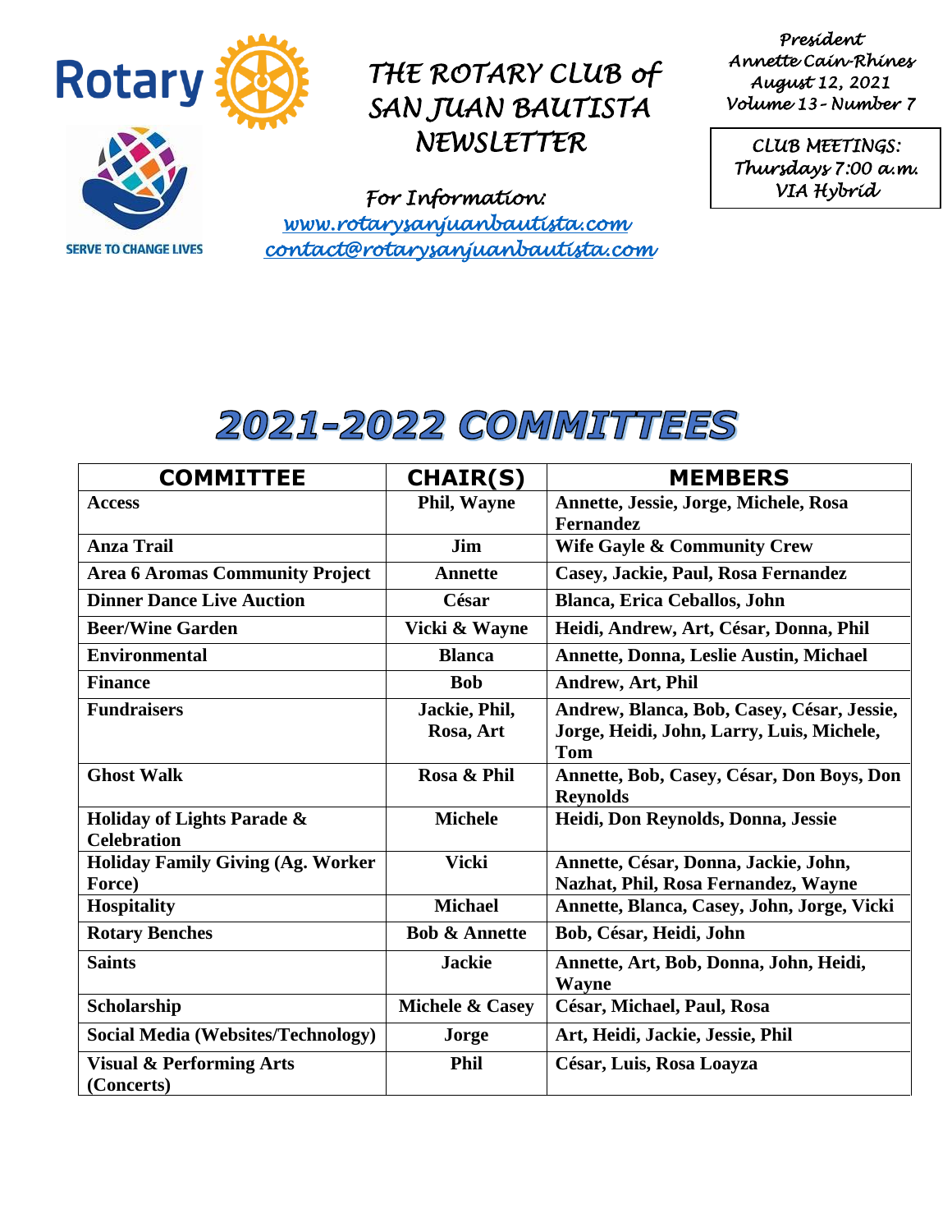Rotary

SERVE TO CHANGE LIVES

# *THE ROTARY CLUB of SAN JUAN BAUTISTA NEWSLETTER*

*President*
*Annette Cain-Rhines*
*August 12, 2021*
*Volume 13- Number 7*

*CLUB MEETINGS:*
*Thursdays 7:00 a.m.*
*VIA Hybrid*

*For Information:*
*www.rotarysanjuanbautista.com*
*contact@rotarysanjuanbautista.com*

## 2021-2022 COMMITTEES

| COMMITTEE | CHAIR(S) | MEMBERS |
|---|---|---|
| **Access** | **Phil, Wayne** | **Annette, Jessie, Jorge, Michele, Rosa Fernandez** |
| **Anza Trail** | **Jim** | **Wife Gayle & Community Crew** |
| **Area 6 Aromas Community Project** | **Annette** | **Casey, Jackie, Paul, Rosa Fernandez** |
| **Dinner Dance Live Auction** | **César** | **Blanca, Erica Ceballos, John** |
| **Beer/Wine Garden** | **Vicki & Wayne** | **Heidi, Andrew, Art, César, Donna, Phil** |
| **Environmental** | **Blanca** | **Annette, Donna, Leslie Austin, Michael** |
| **Finance** | **Bob** | **Andrew, Art, Phil** |
| **Fundraisers** | **Jackie, Phil, Rosa, Art** | **Andrew, Blanca, Bob, Casey, César, Jessie, Jorge, Heidi, John, Larry, Luis, Michele, Tom** |
| **Ghost Walk** | **Rosa & Phil** | **Annette, Bob, Casey, César, Don Boys, Don Reynolds** |
| **Holiday of Lights Parade & Celebration** | **Michele** | **Heidi, Don Reynolds, Donna, Jessie** |
| **Holiday Family Giving (Ag. Worker Force)** | **Vicki** | **Annette, César, Donna, Jackie, John, Nazhat, Phil, Rosa Fernandez, Wayne** |
| **Hospitality** | **Michael** | **Annette, Blanca, Casey, John, Jorge, Vicki** |
| **Rotary Benches** | **Bob & Annette** | **Bob, César, Heidi, John** |
| **Saints** | **Jackie** | **Annette, Art, Bob, Donna, John, Heidi, Wayne** |
| **Scholarship** | **Michele & Casey** | **César, Michael, Paul, Rosa** |
| **Social Media (Websites/Technology)** | **Jorge** | **Art, Heidi, Jackie, Jessie, Phil** |
| **Visual & Performing Arts (Concerts)** | **Phil** | **César, Luis, Rosa Loayza** |